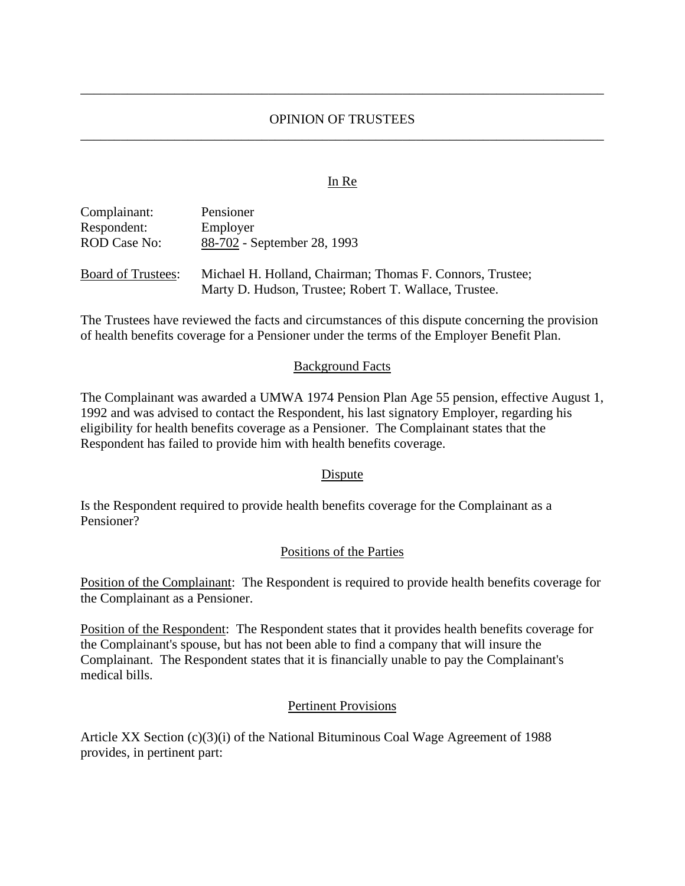# OPINION OF TRUSTEES

## In Re

Complainant: Pensioner
Respondent: Employer
ROD Case No: 88-702 - September 28, 1993

Board of Trustees: Michael H. Holland, Chairman; Thomas F. Connors, Trustee; Marty D. Hudson, Trustee; Robert T. Wallace, Trustee.

The Trustees have reviewed the facts and circumstances of this dispute concerning the provision of health benefits coverage for a Pensioner under the terms of the Employer Benefit Plan.

## Background Facts

The Complainant was awarded a UMWA 1974 Pension Plan Age 55 pension, effective August 1, 1992 and was advised to contact the Respondent, his last signatory Employer, regarding his eligibility for health benefits coverage as a Pensioner. The Complainant states that the Respondent has failed to provide him with health benefits coverage.

## Dispute

Is the Respondent required to provide health benefits coverage for the Complainant as a Pensioner?

## Positions of the Parties

Position of the Complainant: The Respondent is required to provide health benefits coverage for the Complainant as a Pensioner.

Position of the Respondent: The Respondent states that it provides health benefits coverage for the Complainant's spouse, but has not been able to find a company that will insure the Complainant. The Respondent states that it is financially unable to pay the Complainant's medical bills.

## Pertinent Provisions

Article XX Section (c)(3)(i) of the National Bituminous Coal Wage Agreement of 1988 provides, in pertinent part: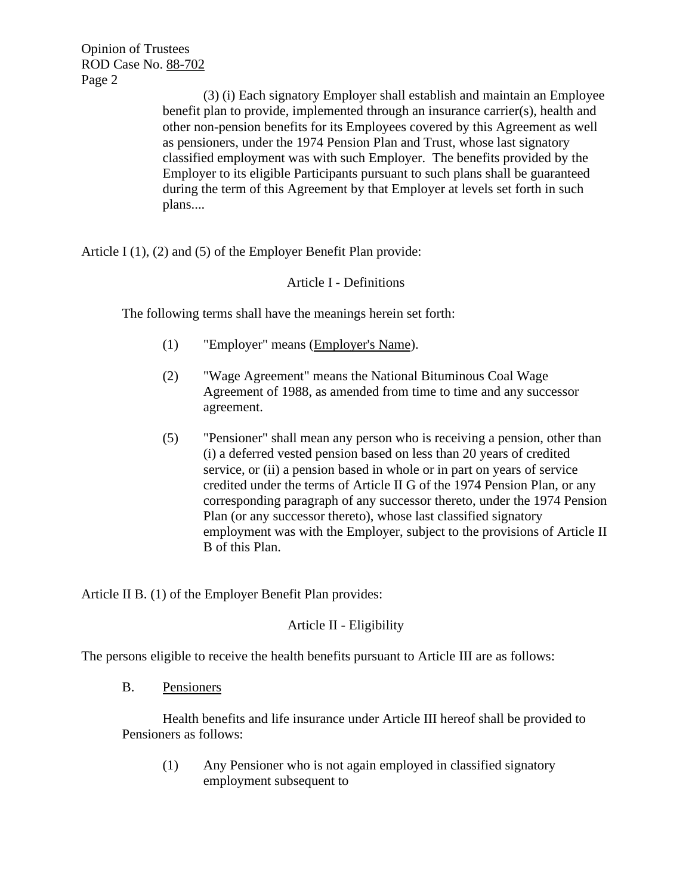> (3) (i) Each signatory Employer shall establish and maintain an Employee benefit plan to provide, implemented through an insurance carrier(s), health and other non-pension benefits for its Employees covered by this Agreement as well as pensioners, under the 1974 Pension Plan and Trust, whose last signatory classified employment was with such Employer. The benefits provided by the Employer to its eligible Participants pursuant to such plans shall be guaranteed during the term of this Agreement by that Employer at levels set forth in such plans....

Article I (1), (2) and (5) of the Employer Benefit Plan provide:

Article I - Definitions

The following terms shall have the meanings herein set forth:

(1) "Employer" means (Employer's Name).

(2) "Wage Agreement" means the National Bituminous Coal Wage Agreement of 1988, as amended from time to time and any successor agreement.

(5) "Pensioner" shall mean any person who is receiving a pension, other than (i) a deferred vested pension based on less than 20 years of credited service, or (ii) a pension based in whole or in part on years of service credited under the terms of Article II G of the 1974 Pension Plan, or any corresponding paragraph of any successor thereto, under the 1974 Pension Plan (or any successor thereto), whose last classified signatory employment was with the Employer, subject to the provisions of Article II B of this Plan.

Article II B. (1) of the Employer Benefit Plan provides:

Article II - Eligibility

The persons eligible to receive the health benefits pursuant to Article III are as follows:

B. Pensioners

Health benefits and life insurance under Article III hereof shall be provided to Pensioners as follows:

(1) Any Pensioner who is not again employed in classified signatory employment subsequent to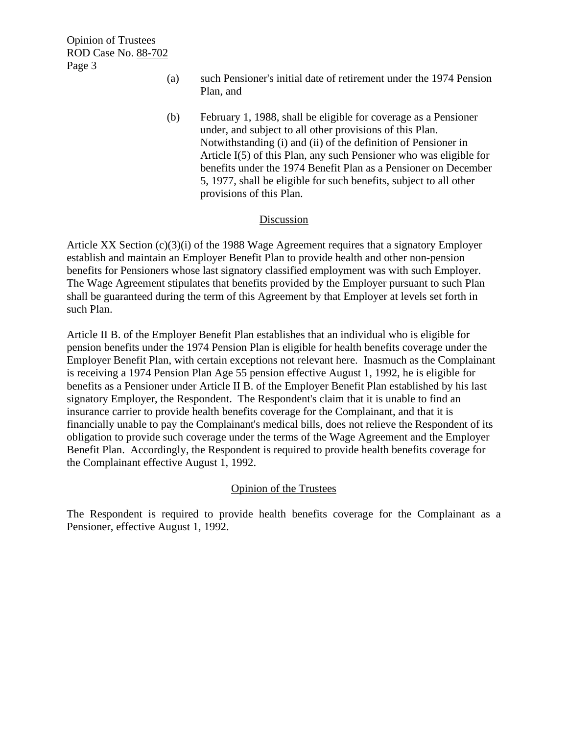(a) such Pensioner's initial date of retirement under the 1974 Pension Plan, and

(b) February 1, 1988, shall be eligible for coverage as a Pensioner under, and subject to all other provisions of this Plan. Notwithstanding (i) and (ii) of the definition of Pensioner in Article I(5) of this Plan, any such Pensioner who was eligible for benefits under the 1974 Benefit Plan as a Pensioner on December 5, 1977, shall be eligible for such benefits, subject to all other provisions of this Plan.

## Discussion

Article XX Section (c)(3)(i) of the 1988 Wage Agreement requires that a signatory Employer establish and maintain an Employer Benefit Plan to provide health and other non-pension benefits for Pensioners whose last signatory classified employment was with such Employer. The Wage Agreement stipulates that benefits provided by the Employer pursuant to such Plan shall be guaranteed during the term of this Agreement by that Employer at levels set forth in such Plan.

Article II B. of the Employer Benefit Plan establishes that an individual who is eligible for pension benefits under the 1974 Pension Plan is eligible for health benefits coverage under the Employer Benefit Plan, with certain exceptions not relevant here. Inasmuch as the Complainant is receiving a 1974 Pension Plan Age 55 pension effective August 1, 1992, he is eligible for benefits as a Pensioner under Article II B. of the Employer Benefit Plan established by his last signatory Employer, the Respondent. The Respondent's claim that it is unable to find an insurance carrier to provide health benefits coverage for the Complainant, and that it is financially unable to pay the Complainant's medical bills, does not relieve the Respondent of its obligation to provide such coverage under the terms of the Wage Agreement and the Employer Benefit Plan. Accordingly, the Respondent is required to provide health benefits coverage for the Complainant effective August 1, 1992.

## Opinion of the Trustees

The Respondent is required to provide health benefits coverage for the Complainant as a Pensioner, effective August 1, 1992.